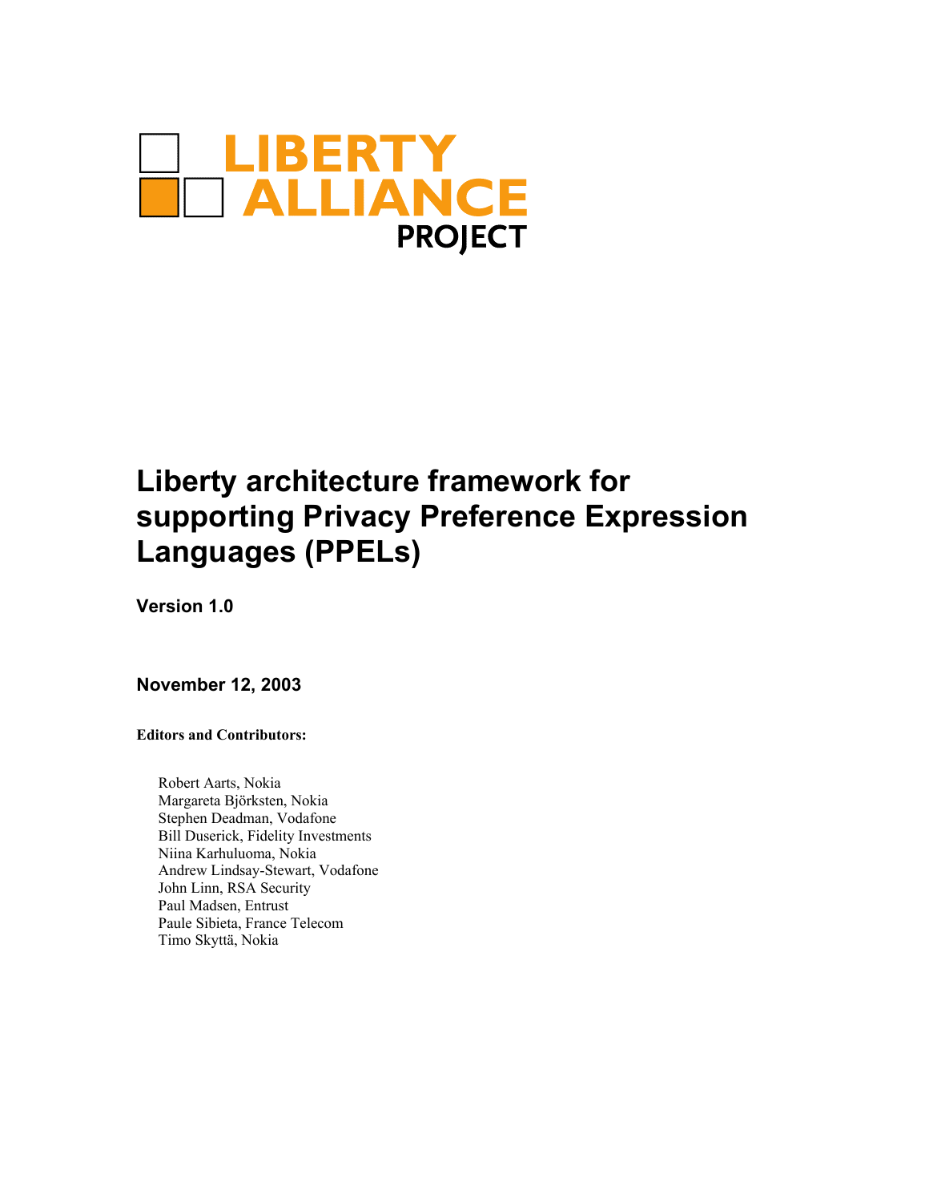LIBERTY ALLIANCE PROJECT

# Liberty architecture framework for supporting Privacy Preference Expression Languages (PPELs)

**Version 1.0**

**November 12, 2003**

**Editors and Contributors:**

Robert Aarts, Nokia
Margareta Björksten, Nokia
Stephen Deadman, Vodafone
Bill Duserick, Fidelity Investments
Niina Karhuluoma, Nokia
Andrew Lindsay-Stewart, Vodafone
John Linn, RSA Security
Paul Madsen, Entrust
Paule Sibieta, France Telecom
Timo Skyttä, Nokia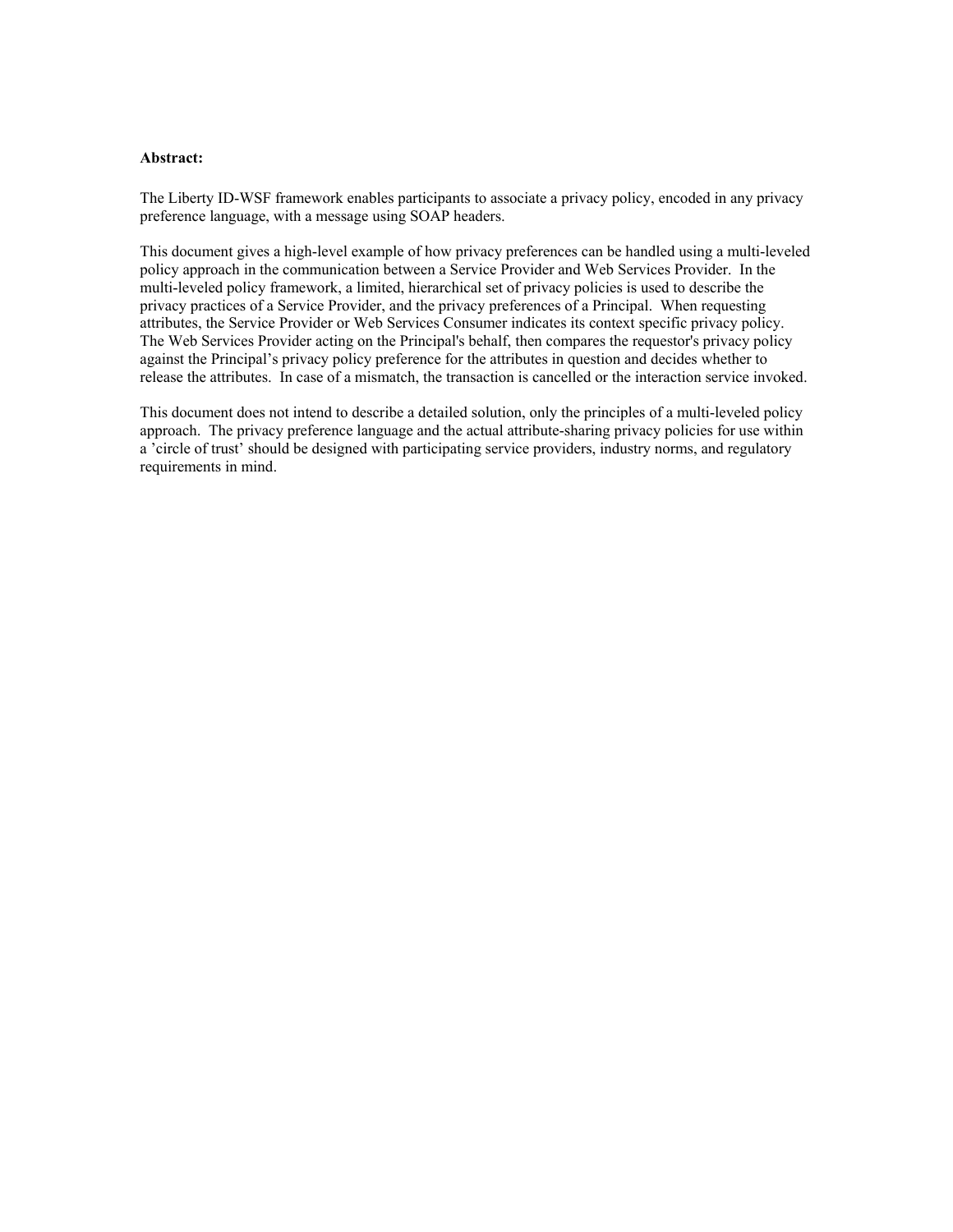**Abstract:**

The Liberty ID-WSF framework enables participants to associate a privacy policy, encoded in any privacy preference language, with a message using SOAP headers.

This document gives a high-level example of how privacy preferences can be handled using a multi-leveled policy approach in the communication between a Service Provider and Web Services Provider. In the multi-leveled policy framework, a limited, hierarchical set of privacy policies is used to describe the privacy practices of a Service Provider, and the privacy preferences of a Principal. When requesting attributes, the Service Provider or Web Services Consumer indicates its context specific privacy policy. The Web Services Provider acting on the Principal's behalf, then compares the requestor's privacy policy against the Principal's privacy policy preference for the attributes in question and decides whether to release the attributes. In case of a mismatch, the transaction is cancelled or the interaction service invoked.

This document does not intend to describe a detailed solution, only the principles of a multi-leveled policy approach. The privacy preference language and the actual attribute-sharing privacy policies for use within a 'circle of trust' should be designed with participating service providers, industry norms, and regulatory requirements in mind.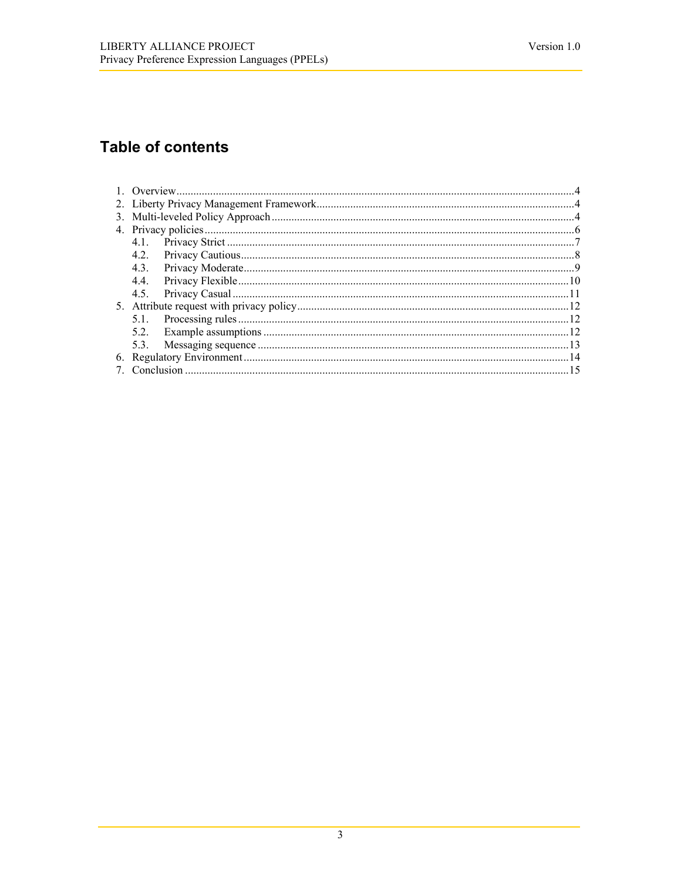## Table of contents

1. Overview ........................................................................................................................... 4
2. Liberty Privacy Management Framework ........................................................................... 4
3. Multi-leveled Policy Approach ............................................................................................ 4
4. Privacy policies ................................................................................................................. 6
   - 4.1. Privacy Strict ........................................................................................................... 7
   - 4.2. Privacy Cautious ...................................................................................................... 8
   - 4.3. Privacy Moderate ..................................................................................................... 9
   - 4.4. Privacy Flexible ...................................................................................................... 10
   - 4.5. Privacy Casual ........................................................................................................ 11
5. Attribute request with privacy policy ................................................................................ 12
   - 5.1. Processing rules ...................................................................................................... 12
   - 5.2. Example assumptions ............................................................................................. 12
   - 5.3. Messaging sequence ............................................................................................... 13
6. Regulatory Environment ................................................................................................... 14
7. Conclusion ....................................................................................................................... 15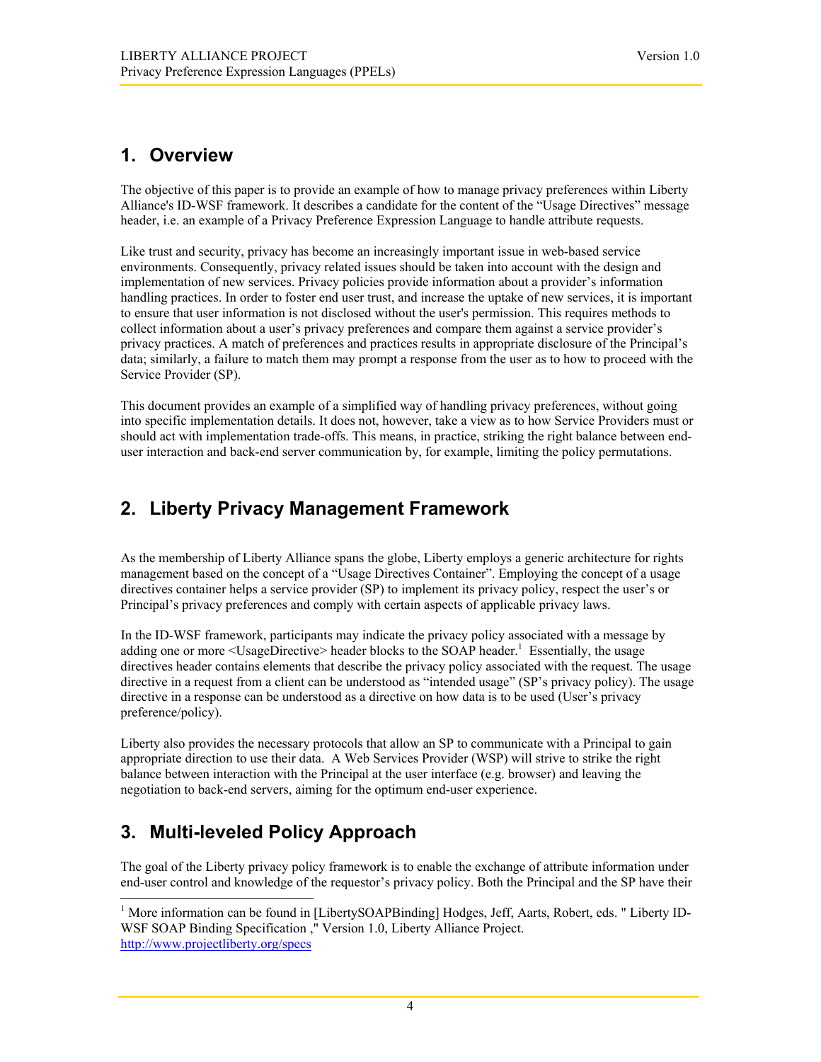## 1. Overview

The objective of this paper is to provide an example of how to manage privacy preferences within Liberty Alliance's ID-WSF framework. It describes a candidate for the content of the "Usage Directives" message header, i.e. an example of a Privacy Preference Expression Language to handle attribute requests.

Like trust and security, privacy has become an increasingly important issue in web-based service environments. Consequently, privacy related issues should be taken into account with the design and implementation of new services. Privacy policies provide information about a provider's information handling practices. In order to foster end user trust, and increase the uptake of new services, it is important to ensure that user information is not disclosed without the user's permission. This requires methods to collect information about a user's privacy preferences and compare them against a service provider's privacy practices. A match of preferences and practices results in appropriate disclosure of the Principal's data; similarly, a failure to match them may prompt a response from the user as to how to proceed with the Service Provider (SP).

This document provides an example of a simplified way of handling privacy preferences, without going into specific implementation details. It does not, however, take a view as to how Service Providers must or should act with implementation trade-offs. This means, in practice, striking the right balance between end-user interaction and back-end server communication by, for example, limiting the policy permutations.

## 2. Liberty Privacy Management Framework

As the membership of Liberty Alliance spans the globe, Liberty employs a generic architecture for rights management based on the concept of a "Usage Directives Container". Employing the concept of a usage directives container helps a service provider (SP) to implement its privacy policy, respect the user's or Principal's privacy preferences and comply with certain aspects of applicable privacy laws.

In the ID-WSF framework, participants may indicate the privacy policy associated with a message by adding one or more <UsageDirective> header blocks to the SOAP header.[1] Essentially, the usage directives header contains elements that describe the privacy policy associated with the request. The usage directive in a request from a client can be understood as "intended usage" (SP's privacy policy). The usage directive in a response can be understood as a directive on how data is to be used (User's privacy preference/policy).

Liberty also provides the necessary protocols that allow an SP to communicate with a Principal to gain appropriate direction to use their data. A Web Services Provider (WSP) will strive to strike the right balance between interaction with the Principal at the user interface (e.g. browser) and leaving the negotiation to back-end servers, aiming for the optimum end-user experience.

## 3. Multi-leveled Policy Approach

The goal of the Liberty privacy policy framework is to enable the exchange of attribute information under end-user control and knowledge of the requestor's privacy policy. Both the Principal and the SP have their

---

[1] More information can be found in [LibertySOAPBinding] Hodges, Jeff, Aarts, Robert, eds. " Liberty ID-WSF SOAP Binding Specification ," Version 1.0, Liberty Alliance Project. http://www.projectliberty.org/specs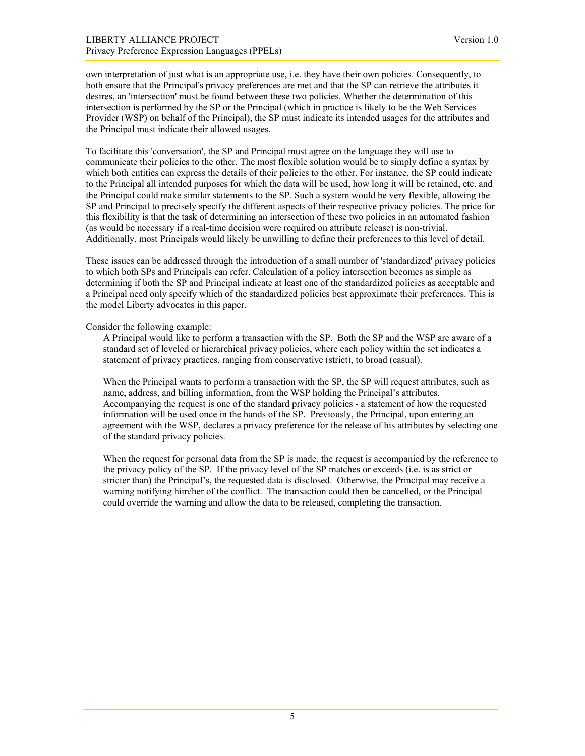own interpretation of just what is an appropriate use, i.e. they have their own policies. Consequently, to both ensure that the Principal's privacy preferences are met and that the SP can retrieve the attributes it desires, an 'intersection' must be found between these two policies. Whether the determination of this intersection is performed by the SP or the Principal (which in practice is likely to be the Web Services Provider (WSP) on behalf of the Principal), the SP must indicate its intended usages for the attributes and the Principal must indicate their allowed usages.

To facilitate this 'conversation', the SP and Principal must agree on the language they will use to communicate their policies to the other. The most flexible solution would be to simply define a syntax by which both entities can express the details of their policies to the other. For instance, the SP could indicate to the Principal all intended purposes for which the data will be used, how long it will be retained, etc. and the Principal could make similar statements to the SP. Such a system would be very flexible, allowing the SP and Principal to precisely specify the different aspects of their respective privacy policies. The price for this flexibility is that the task of determining an intersection of these two policies in an automated fashion (as would be necessary if a real-time decision were required on attribute release) is non-trivial. Additionally, most Principals would likely be unwilling to define their preferences to this level of detail.

These issues can be addressed through the introduction of a small number of 'standardized' privacy policies to which both SPs and Principals can refer. Calculation of a policy intersection becomes as simple as determining if both the SP and Principal indicate at least one of the standardized policies as acceptable and a Principal need only specify which of the standardized policies best approximate their preferences. This is the model Liberty advocates in this paper.

Consider the following example:

> A Principal would like to perform a transaction with the SP. Both the SP and the WSP are aware of a standard set of leveled or hierarchical privacy policies, where each policy within the set indicates a statement of privacy practices, ranging from conservative (strict), to broad (casual).
>
> When the Principal wants to perform a transaction with the SP, the SP will request attributes, such as name, address, and billing information, from the WSP holding the Principal's attributes. Accompanying the request is one of the standard privacy policies - a statement of how the requested information will be used once in the hands of the SP. Previously, the Principal, upon entering an agreement with the WSP, declares a privacy preference for the release of his attributes by selecting one of the standard privacy policies.
>
> When the request for personal data from the SP is made, the request is accompanied by the reference to the privacy policy of the SP. If the privacy level of the SP matches or exceeds (i.e. is as strict or stricter than) the Principal's, the requested data is disclosed. Otherwise, the Principal may receive a warning notifying him/her of the conflict. The transaction could then be cancelled, or the Principal could override the warning and allow the data to be released, completing the transaction.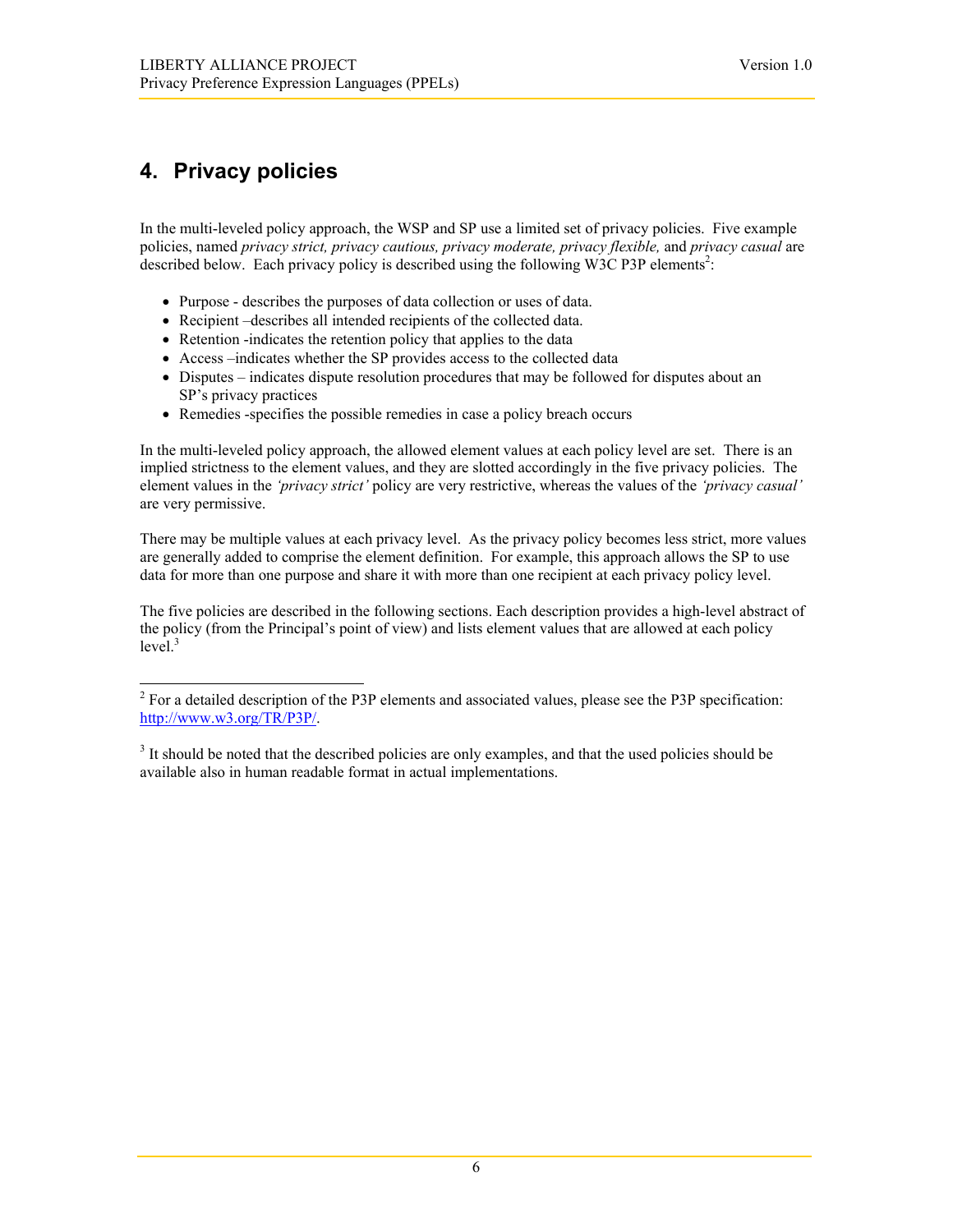# 4. Privacy policies

In the multi-leveled policy approach, the WSP and SP use a limited set of privacy policies. Five example policies, named *privacy strict, privacy cautious, privacy moderate, privacy flexible,* and *privacy casual* are described below. Each privacy policy is described using the following W3C P3P elements[2]:

- Purpose - describes the purposes of data collection or uses of data.
- Recipient –describes all intended recipients of the collected data.
- Retention -indicates the retention policy that applies to the data
- Access –indicates whether the SP provides access to the collected data
- Disputes – indicates dispute resolution procedures that may be followed for disputes about an SP's privacy practices
- Remedies -specifies the possible remedies in case a policy breach occurs

In the multi-leveled policy approach, the allowed element values at each policy level are set. There is an implied strictness to the element values, and they are slotted accordingly in the five privacy policies. The element values in the *'privacy strict'* policy are very restrictive, whereas the values of the *'privacy casual'* are very permissive.

There may be multiple values at each privacy level. As the privacy policy becomes less strict, more values are generally added to comprise the element definition. For example, this approach allows the SP to use data for more than one purpose and share it with more than one recipient at each privacy policy level.

The five policies are described in the following sections. Each description provides a high-level abstract of the policy (from the Principal's point of view) and lists element values that are allowed at each policy level.[3]

---

[2] For a detailed description of the P3P elements and associated values, please see the P3P specification: http://www.w3.org/TR/P3P/.

[3] It should be noted that the described policies are only examples, and that the used policies should be available also in human readable format in actual implementations.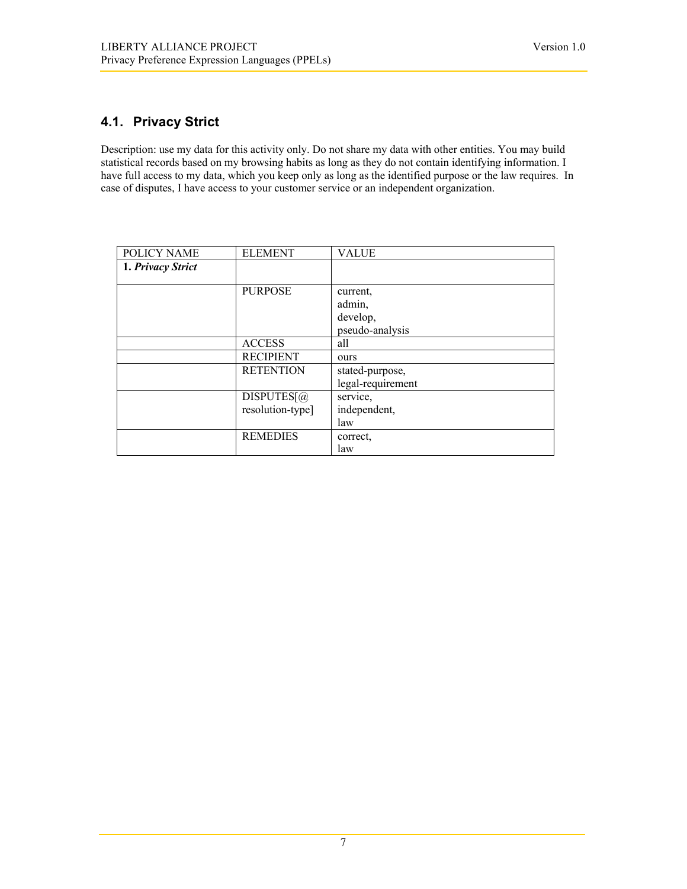## 4.1. Privacy Strict

Description: use my data for this activity only. Do not share my data with other entities. You may build statistical records based on my browsing habits as long as they do not contain identifying information. I have full access to my data, which you keep only as long as the identified purpose or the law requires. In case of disputes, I have access to your customer service or an independent organization.

| POLICY NAME | ELEMENT | VALUE |
|---|---|---|
| **1. *Privacy Strict*** | | |
| | PURPOSE | current,<br>admin,<br>develop,<br>pseudo-analysis |
| | ACCESS | all |
| | RECIPIENT | ours |
| | RETENTION | stated-purpose,<br>legal-requirement |
| | DISPUTES[@resolution-type] | service,<br>independent,<br>law |
| | REMEDIES | correct,<br>law |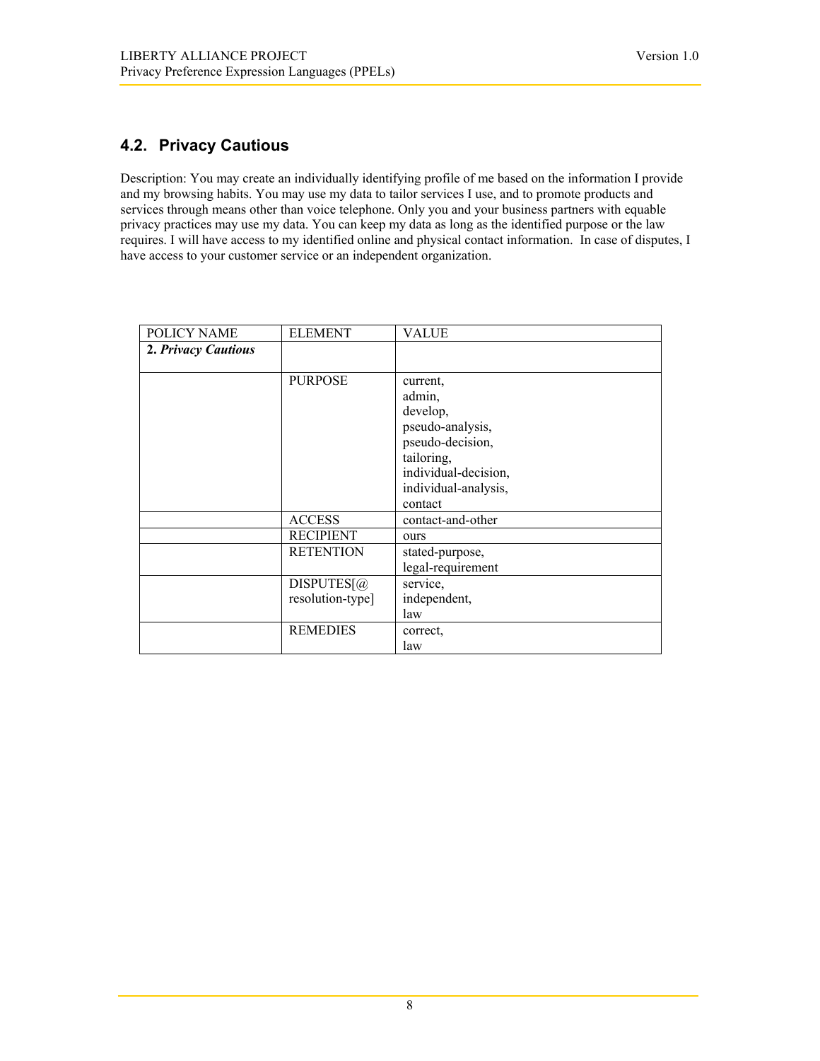## 4.2. Privacy Cautious

Description: You may create an individually identifying profile of me based on the information I provide and my browsing habits. You may use my data to tailor services I use, and to promote products and services through means other than voice telephone. Only you and your business partners with equable privacy practices may use my data. You can keep my data as long as the identified purpose or the law requires. I will have access to my identified online and physical contact information. In case of disputes, I have access to your customer service or an independent organization.

| POLICY NAME | ELEMENT | VALUE |
|---|---|---|
| **2. *Privacy Cautious*** | | |
| | PURPOSE | current,<br>admin,<br>develop,<br>pseudo-analysis,<br>pseudo-decision,<br>tailoring,<br>individual-decision,<br>individual-analysis,<br>contact |
| | ACCESS | contact-and-other |
| | RECIPIENT | ours |
| | RETENTION | stated-purpose,<br>legal-requirement |
| | DISPUTES[@resolution-type] | service,<br>independent,<br>law |
| | REMEDIES | correct,<br>law |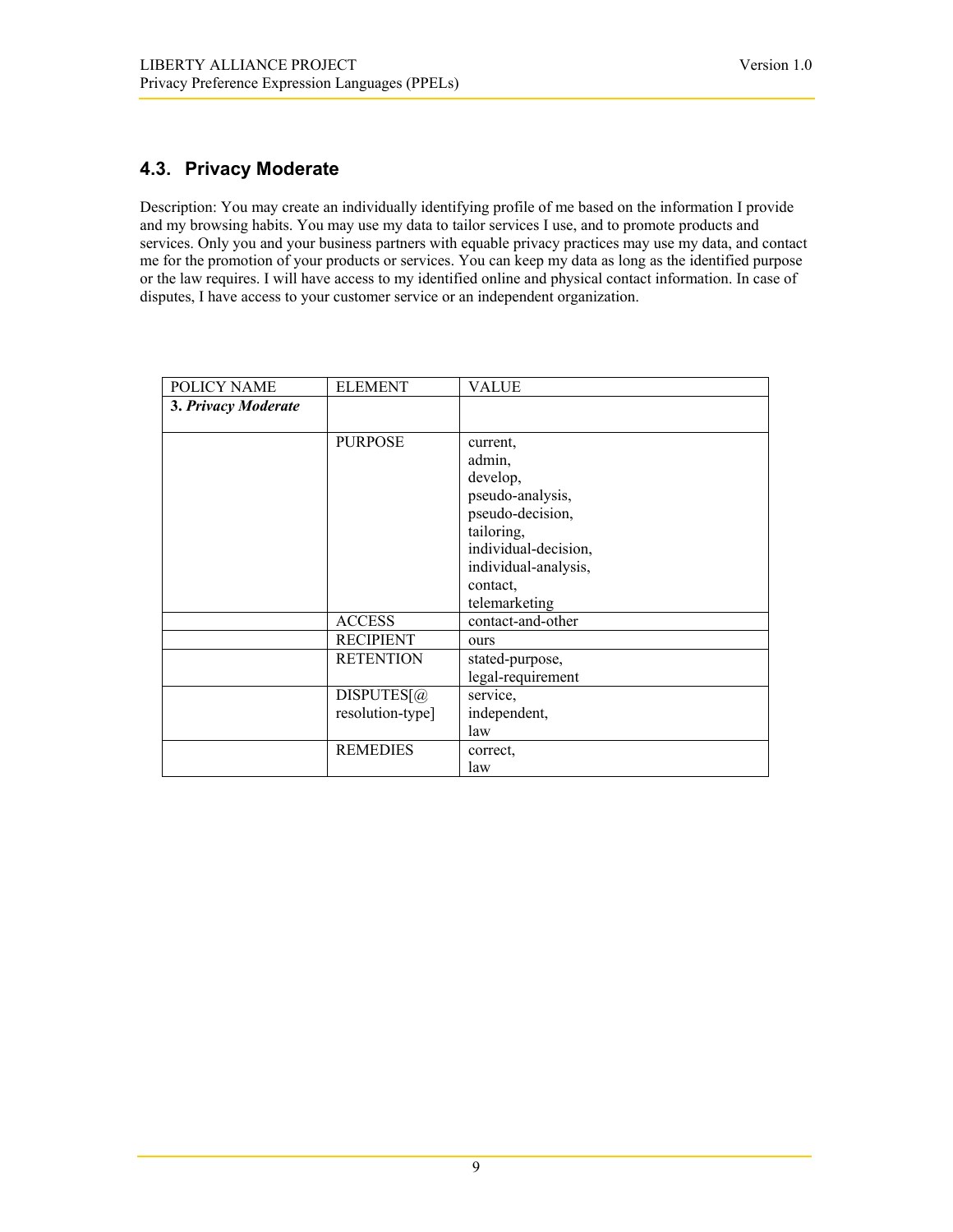## 4.3. Privacy Moderate

Description: You may create an individually identifying profile of me based on the information I provide and my browsing habits. You may use my data to tailor services I use, and to promote products and services. Only you and your business partners with equable privacy practices may use my data, and contact me for the promotion of your products or services. You can keep my data as long as the identified purpose or the law requires. I will have access to my identified online and physical contact information. In case of disputes, I have access to your customer service or an independent organization.

| POLICY NAME | ELEMENT | VALUE |
| --- | --- | --- |
| **3. *Privacy Moderate*** | | |
| | PURPOSE | current,<br>admin,<br>develop,<br>pseudo-analysis,<br>pseudo-decision,<br>tailoring,<br>individual-decision,<br>individual-analysis,<br>contact,<br>telemarketing |
| | ACCESS | contact-and-other |
| | RECIPIENT | ours |
| | RETENTION | stated-purpose,<br>legal-requirement |
| | DISPUTES[@resolution-type] | service,<br>independent,<br>law |
| | REMEDIES | correct,<br>law |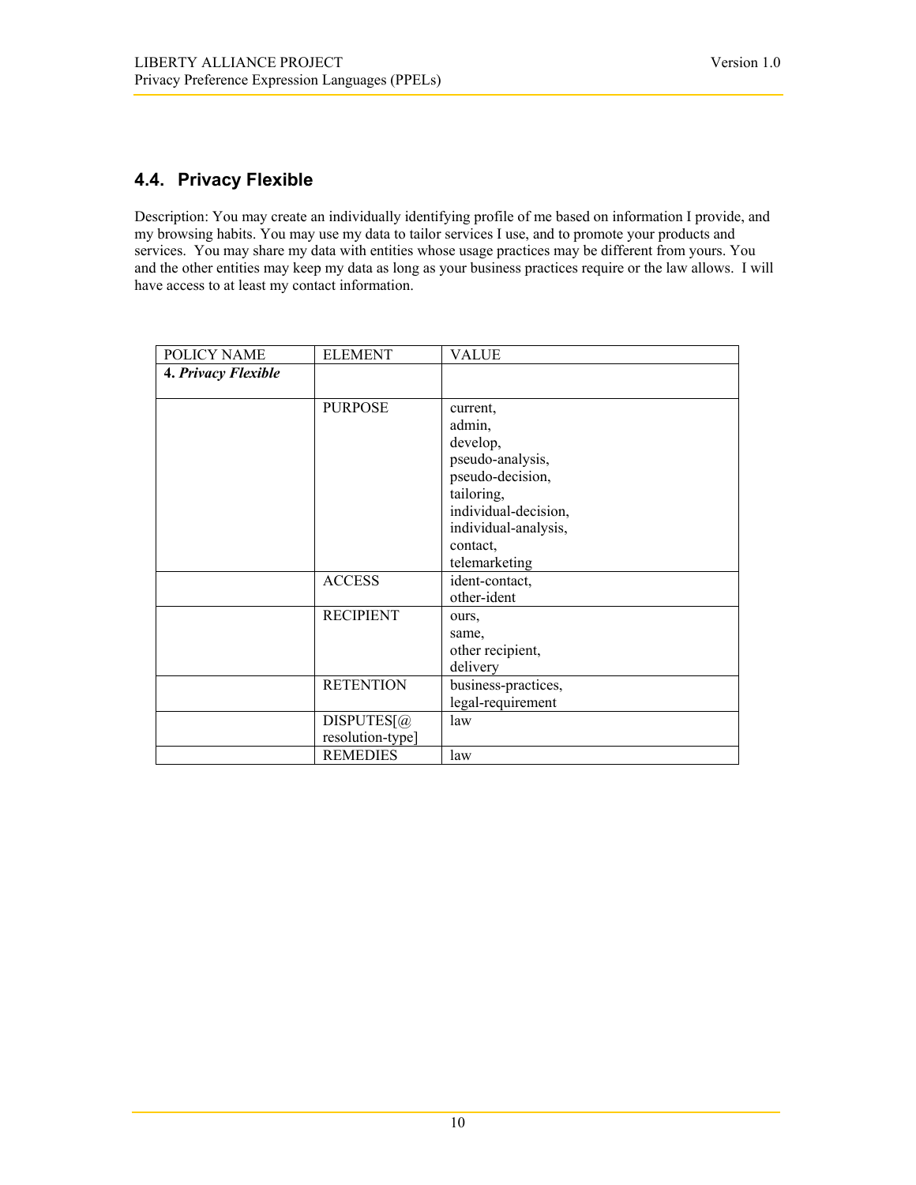## 4.4. Privacy Flexible

Description: You may create an individually identifying profile of me based on information I provide, and my browsing habits. You may use my data to tailor services I use, and to promote your products and services. You may share my data with entities whose usage practices may be different from yours. You and the other entities may keep my data as long as your business practices require or the law allows. I will have access to at least my contact information.

| POLICY NAME | ELEMENT | VALUE |
|---|---|---|
| **4. *Privacy Flexible*** | | |
| | PURPOSE | current,<br>admin,<br>develop,<br>pseudo-analysis,<br>pseudo-decision,<br>tailoring,<br>individual-decision,<br>individual-analysis,<br>contact,<br>telemarketing |
| | ACCESS | ident-contact,<br>other-ident |
| | RECIPIENT | ours,<br>same,<br>other recipient,<br>delivery |
| | RETENTION | business-practices,<br>legal-requirement |
| | DISPUTES[@resolution-type] | law |
| | REMEDIES | law |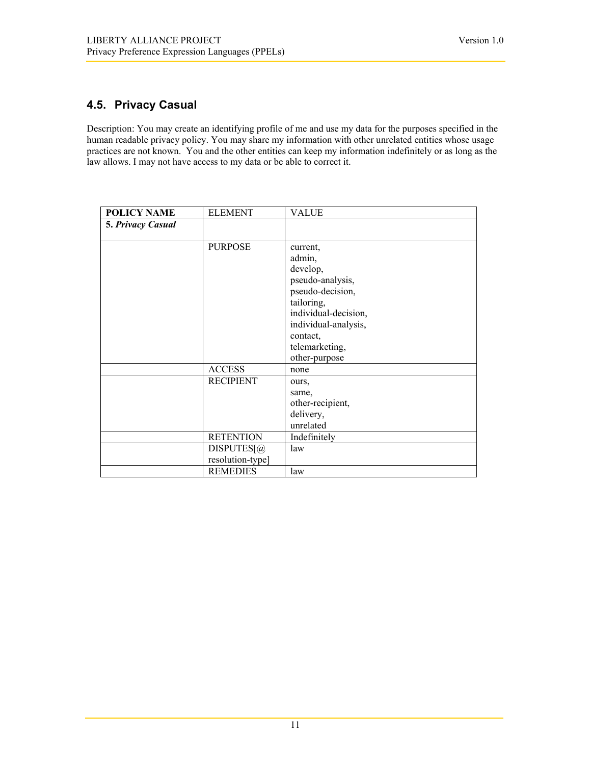## 4.5. Privacy Casual

Description: You may create an identifying profile of me and use my data for the purposes specified in the human readable privacy policy. You may share my information with other unrelated entities whose usage practices are not known. You and the other entities can keep my information indefinitely or as long as the law allows. I may not have access to my data or be able to correct it.

| POLICY NAME | ELEMENT | VALUE |
|---|---|---|
| **5. *Privacy Casual*** | | |
| | PURPOSE | current,<br>admin,<br>develop,<br>pseudo-analysis,<br>pseudo-decision,<br>tailoring,<br>individual-decision,<br>individual-analysis,<br>contact,<br>telemarketing,<br>other-purpose |
| | ACCESS | none |
| | RECIPIENT | ours,<br>same,<br>other-recipient,<br>delivery,<br>unrelated |
| | RETENTION | Indefinitely |
| | DISPUTES[@ resolution-type] | law |
| | REMEDIES | law |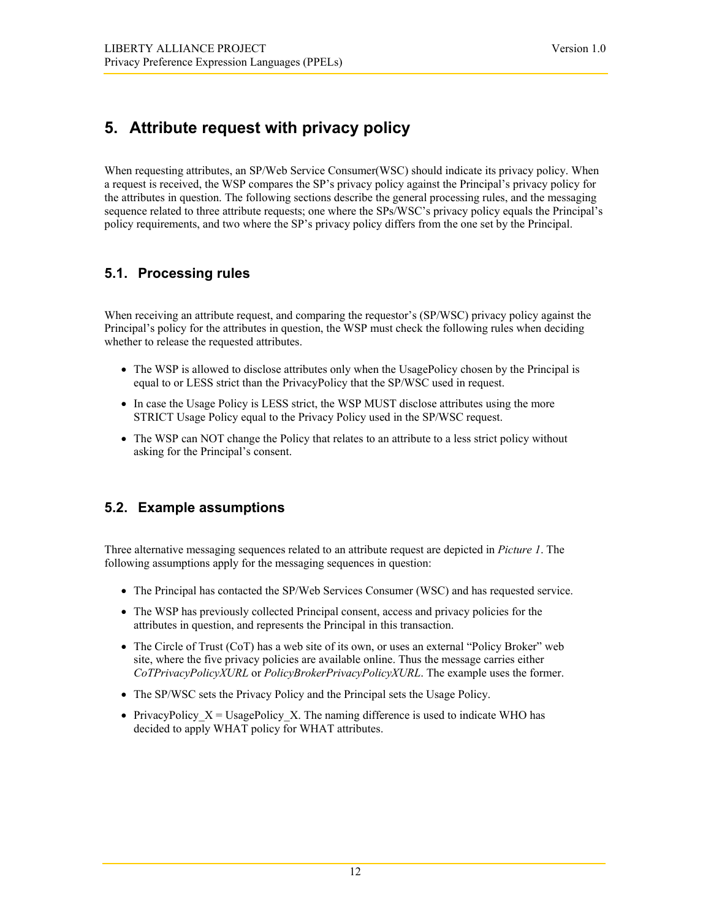# 5. Attribute request with privacy policy

When requesting attributes, an SP/Web Service Consumer(WSC) should indicate its privacy policy. When a request is received, the WSP compares the SP's privacy policy against the Principal's privacy policy for the attributes in question. The following sections describe the general processing rules, and the messaging sequence related to three attribute requests; one where the SPs/WSC's privacy policy equals the Principal's policy requirements, and two where the SP's privacy policy differs from the one set by the Principal.

## 5.1. Processing rules

When receiving an attribute request, and comparing the requestor's (SP/WSC) privacy policy against the Principal's policy for the attributes in question, the WSP must check the following rules when deciding whether to release the requested attributes.

- The WSP is allowed to disclose attributes only when the UsagePolicy chosen by the Principal is equal to or LESS strict than the PrivacyPolicy that the SP/WSC used in request.
- In case the Usage Policy is LESS strict, the WSP MUST disclose attributes using the more STRICT Usage Policy equal to the Privacy Policy used in the SP/WSC request.
- The WSP can NOT change the Policy that relates to an attribute to a less strict policy without asking for the Principal's consent.

## 5.2. Example assumptions

Three alternative messaging sequences related to an attribute request are depicted in *Picture 1*. The following assumptions apply for the messaging sequences in question:

- The Principal has contacted the SP/Web Services Consumer (WSC) and has requested service.
- The WSP has previously collected Principal consent, access and privacy policies for the attributes in question, and represents the Principal in this transaction.
- The Circle of Trust (CoT) has a web site of its own, or uses an external "Policy Broker" web site, where the five privacy policies are available online. Thus the message carries either *CoTPrivacyPolicyXURL* or *PolicyBrokerPrivacyPolicyXURL*. The example uses the former.
- The SP/WSC sets the Privacy Policy and the Principal sets the Usage Policy.
- PrivacyPolicy_X = UsagePolicy_X. The naming difference is used to indicate WHO has decided to apply WHAT policy for WHAT attributes.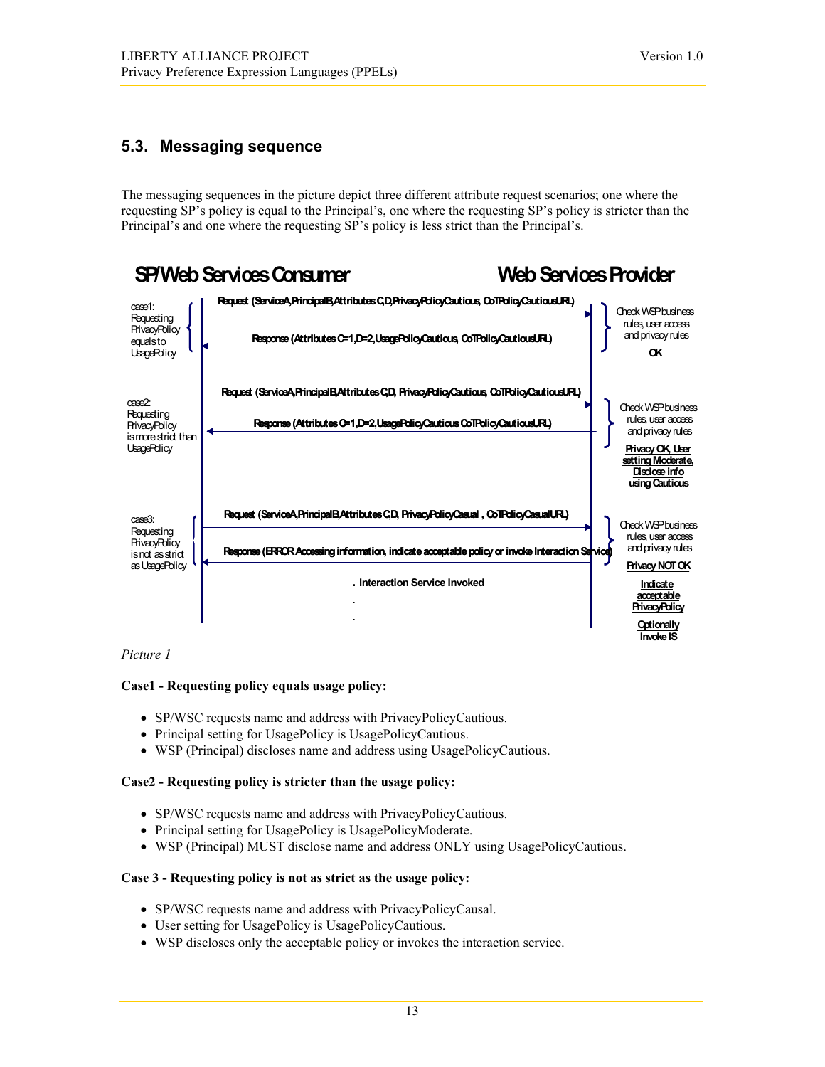## 5.3. Messaging sequence

The messaging sequences in the picture depict three different attribute request scenarios; one where the requesting SP's policy is equal to the Principal's, one where the requesting SP's policy is stricter than the Principal's and one where the requesting SP's policy is less strict than the Principal's.

**SP/Web Services Consumer** — **Web Services Provider**

case1: Requesting PrivacyPolicy equals to UsagePolicy

- Request (ServiceA,PrincipalB,Attributes C,D,PrivacyPolicyCautious, CoTPolicyCautiousURL)
- Response (Attributes C=1,D=2,UsagePolicyCautious, CoTPolicyCautiousURL)

Check WSP business rules, user access and privacy rules

OK

case2: Requesting PrivacyPolicy is more strict than UsagePolicy

- Request (ServiceA,PrincipalB,Attributes C,D, PrivacyPolicyCautious, CoTPolicyCautiousURL)
- Response (Attributes C=1,D=2,UsagePolicyCautious CoTPolicyCautiousURL)

Check WSP business rules, user access and privacy rules

Privacy OK, User setting Moderate, Disclose info using Cautious

case3: Requesting PrivacyPolicy is not as strict as UsagePolicy

- Request (ServiceA,PrincipalB,Attributes C,D, PrivacyPolicyCasual , CoTPolicyCasualURL)
- Response (ERROR Accessing information, indicate acceptable policy or invoke Interaction Service)

Check WSP business rules, user access and privacy rules

Privacy NOT OK

Indicate acceptable PrivacyPolicy

Optionally Invoke IS

. Interaction Service Invoked

.

.

*Picture 1*

**Case1 - Requesting policy equals usage policy:**

- SP/WSC requests name and address with PrivacyPolicyCautious.
- Principal setting for UsagePolicy is UsagePolicyCautious.
- WSP (Principal) discloses name and address using UsagePolicyCautious.

**Case2 - Requesting policy is stricter than the usage policy:**

- SP/WSC requests name and address with PrivacyPolicyCautious.
- Principal setting for UsagePolicy is UsagePolicyModerate.
- WSP (Principal) MUST disclose name and address ONLY using UsagePolicyCautious.

**Case 3 - Requesting policy is not as strict as the usage policy:**

- SP/WSC requests name and address with PrivacyPolicyCausal.
- User setting for UsagePolicy is UsagePolicyCautious.
- WSP discloses only the acceptable policy or invokes the interaction service.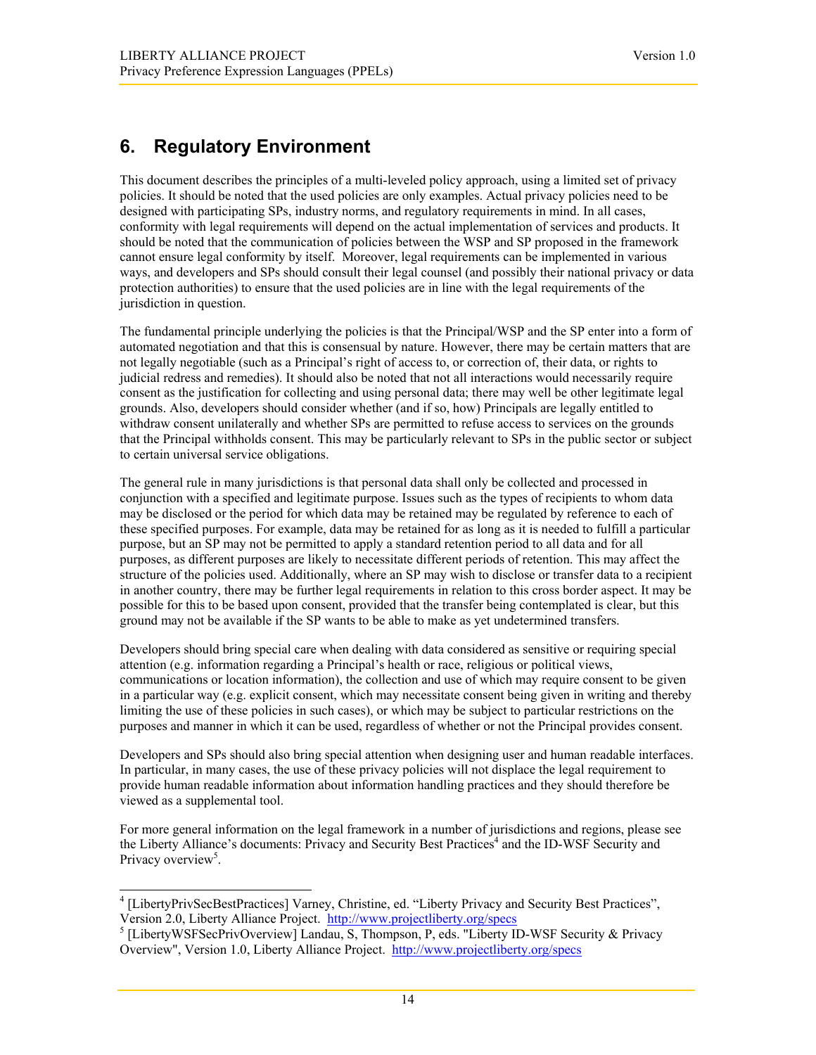# 6. Regulatory Environment

This document describes the principles of a multi-leveled policy approach, using a limited set of privacy policies. It should be noted that the used policies are only examples. Actual privacy policies need to be designed with participating SPs, industry norms, and regulatory requirements in mind. In all cases, conformity with legal requirements will depend on the actual implementation of services and products. It should be noted that the communication of policies between the WSP and SP proposed in the framework cannot ensure legal conformity by itself. Moreover, legal requirements can be implemented in various ways, and developers and SPs should consult their legal counsel (and possibly their national privacy or data protection authorities) to ensure that the used policies are in line with the legal requirements of the jurisdiction in question.

The fundamental principle underlying the policies is that the Principal/WSP and the SP enter into a form of automated negotiation and that this is consensual by nature. However, there may be certain matters that are not legally negotiable (such as a Principal's right of access to, or correction of, their data, or rights to judicial redress and remedies). It should also be noted that not all interactions would necessarily require consent as the justification for collecting and using personal data; there may well be other legitimate legal grounds. Also, developers should consider whether (and if so, how) Principals are legally entitled to withdraw consent unilaterally and whether SPs are permitted to refuse access to services on the grounds that the Principal withholds consent. This may be particularly relevant to SPs in the public sector or subject to certain universal service obligations.

The general rule in many jurisdictions is that personal data shall only be collected and processed in conjunction with a specified and legitimate purpose. Issues such as the types of recipients to whom data may be disclosed or the period for which data may be retained may be regulated by reference to each of these specified purposes. For example, data may be retained for as long as it is needed to fulfill a particular purpose, but an SP may not be permitted to apply a standard retention period to all data and for all purposes, as different purposes are likely to necessitate different periods of retention. This may affect the structure of the policies used. Additionally, where an SP may wish to disclose or transfer data to a recipient in another country, there may be further legal requirements in relation to this cross border aspect. It may be possible for this to be based upon consent, provided that the transfer being contemplated is clear, but this ground may not be available if the SP wants to be able to make as yet undetermined transfers.

Developers should bring special care when dealing with data considered as sensitive or requiring special attention (e.g. information regarding a Principal's health or race, religious or political views, communications or location information), the collection and use of which may require consent to be given in a particular way (e.g. explicit consent, which may necessitate consent being given in writing and thereby limiting the use of these policies in such cases), or which may be subject to particular restrictions on the purposes and manner in which it can be used, regardless of whether or not the Principal provides consent.

Developers and SPs should also bring special attention when designing user and human readable interfaces. In particular, in many cases, the use of these privacy policies will not displace the legal requirement to provide human readable information about information handling practices and they should therefore be viewed as a supplemental tool.

For more general information on the legal framework in a number of jurisdictions and regions, please see the Liberty Alliance's documents: Privacy and Security Best Practices[4] and the ID-WSF Security and Privacy overview[5].

---

[4] [LibertyPrivSecBestPractices] Varney, Christine, ed. "Liberty Privacy and Security Best Practices", Version 2.0, Liberty Alliance Project. http://www.projectliberty.org/specs

[5] [LibertyWSFSecPrivOverview] Landau, S, Thompson, P, eds. "Liberty ID-WSF Security & Privacy Overview", Version 1.0, Liberty Alliance Project. http://www.projectliberty.org/specs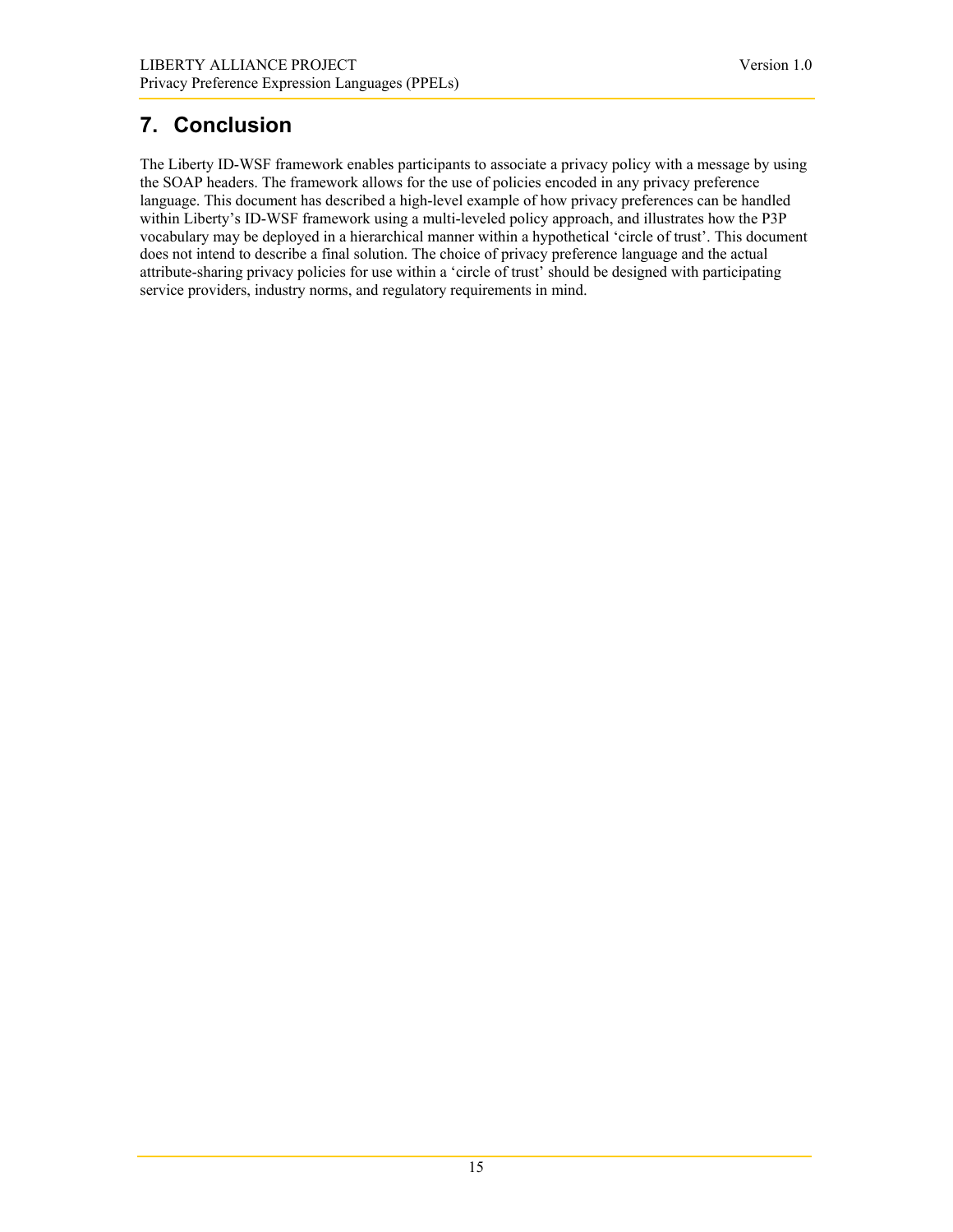# 7. Conclusion

The Liberty ID-WSF framework enables participants to associate a privacy policy with a message by using the SOAP headers. The framework allows for the use of policies encoded in any privacy preference language. This document has described a high-level example of how privacy preferences can be handled within Liberty's ID-WSF framework using a multi-leveled policy approach, and illustrates how the P3P vocabulary may be deployed in a hierarchical manner within a hypothetical 'circle of trust'. This document does not intend to describe a final solution. The choice of privacy preference language and the actual attribute-sharing privacy policies for use within a 'circle of trust' should be designed with participating service providers, industry norms, and regulatory requirements in mind.